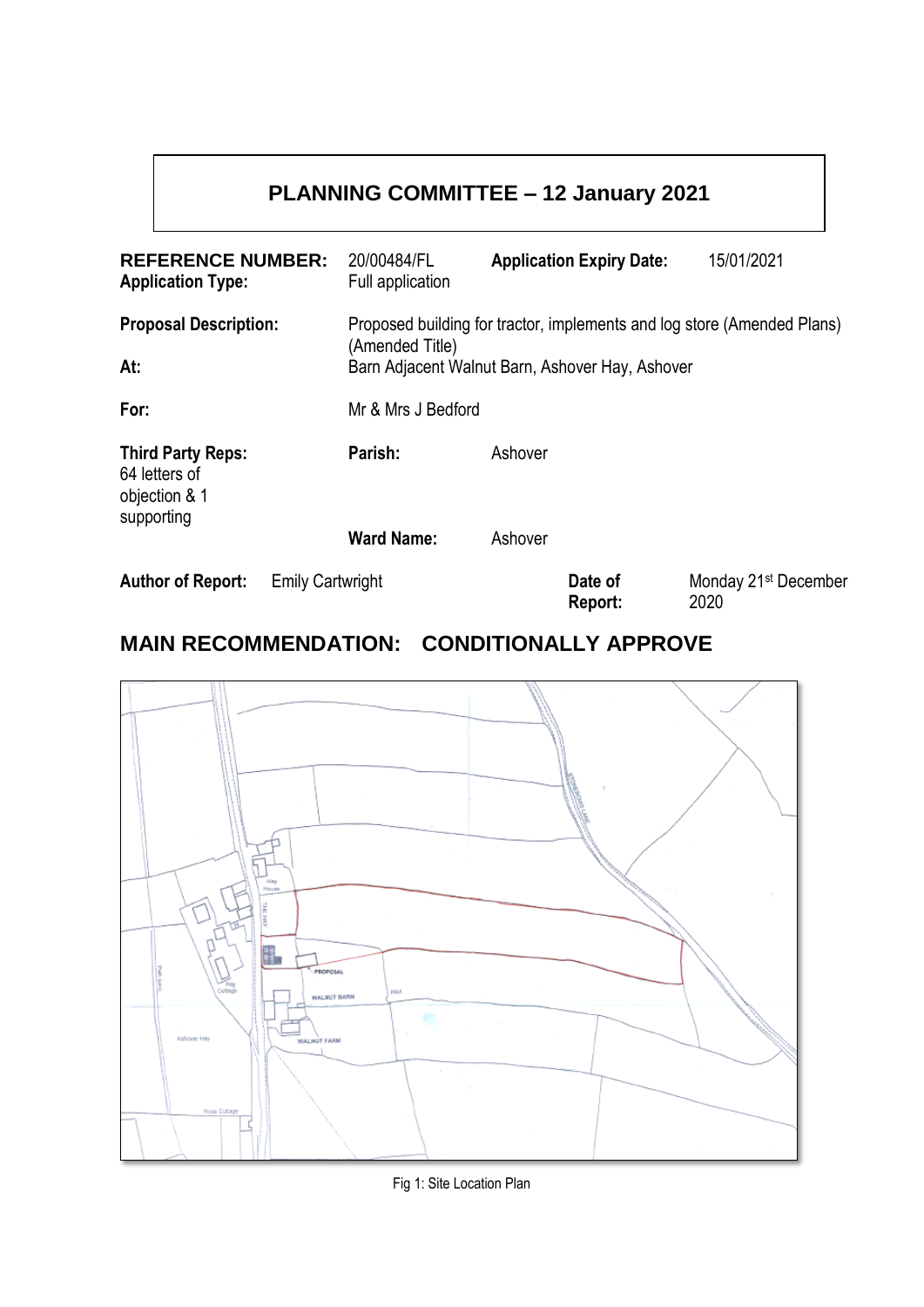# PLANNING COMMITTEE – 12 January 2021

| | | | |
|---|---|---|---|
| **REFERENCE NUMBER:** | 20/00484/FL | **Application Expiry Date:** | 15/01/2021 |
| **Application Type:** | Full application | | |
| **Proposal Description:** | Proposed building for tractor, implements and log store (Amended Plans) (Amended Title) | | |
| **At:** | Barn Adjacent Walnut Barn, Ashover Hay, Ashover | | |
| **For:** | Mr & Mrs J Bedford | | |
| **Third Party Reps:** 64 letters of objection & 1 supporting | **Parish:** | Ashover | |
| | **Ward Name:** | Ashover | |
| **Author of Report:** Emily Cartwright | | **Date of Report:** | Monday 21st December 2020 |

## MAIN RECOMMENDATION: CONDITIONALLY APPROVE

Fig 1: Site Location Plan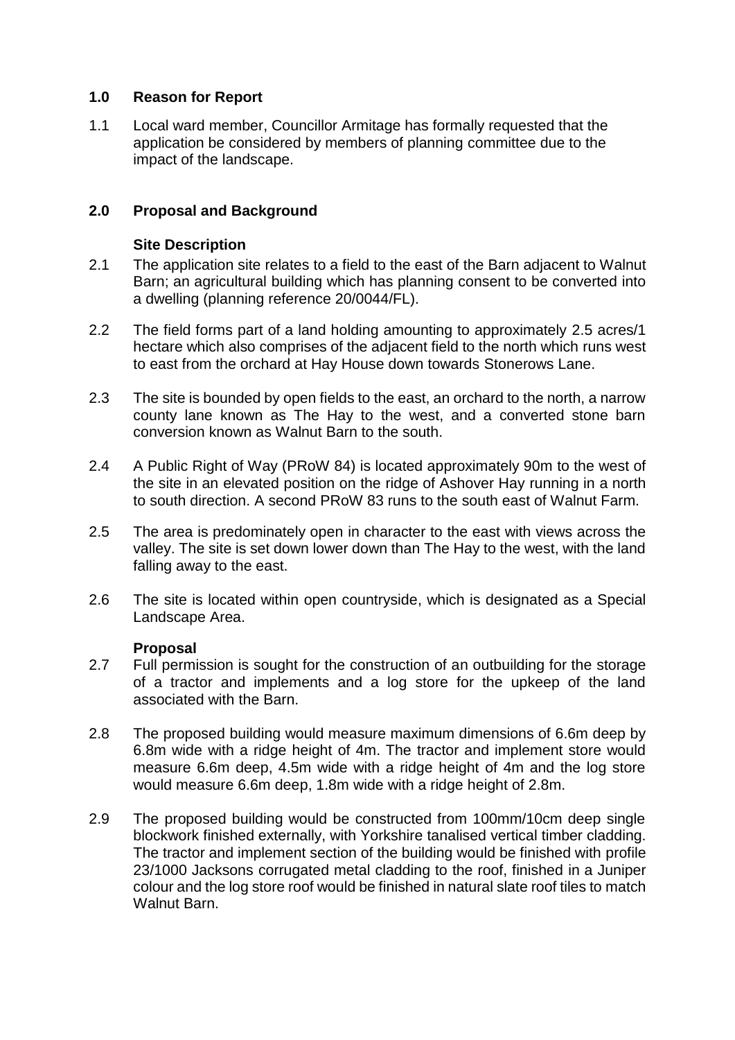## 1.0 Reason for Report

1.1 Local ward member, Councillor Armitage has formally requested that the application be considered by members of planning committee due to the impact of the landscape.

## 2.0 Proposal and Background

### Site Description

2.1 The application site relates to a field to the east of the Barn adjacent to Walnut Barn; an agricultural building which has planning consent to be converted into a dwelling (planning reference 20/0044/FL).

2.2 The field forms part of a land holding amounting to approximately 2.5 acres/1 hectare which also comprises of the adjacent field to the north which runs west to east from the orchard at Hay House down towards Stonerows Lane.

2.3 The site is bounded by open fields to the east, an orchard to the north, a narrow county lane known as The Hay to the west, and a converted stone barn conversion known as Walnut Barn to the south.

2.4 A Public Right of Way (PRoW 84) is located approximately 90m to the west of the site in an elevated position on the ridge of Ashover Hay running in a north to south direction. A second PRoW 83 runs to the south east of Walnut Farm.

2.5 The area is predominately open in character to the east with views across the valley. The site is set down lower down than The Hay to the west, with the land falling away to the east.

2.6 The site is located within open countryside, which is designated as a Special Landscape Area.

### Proposal

2.7 Full permission is sought for the construction of an outbuilding for the storage of a tractor and implements and a log store for the upkeep of the land associated with the Barn.

2.8 The proposed building would measure maximum dimensions of 6.6m deep by 6.8m wide with a ridge height of 4m. The tractor and implement store would measure 6.6m deep, 4.5m wide with a ridge height of 4m and the log store would measure 6.6m deep, 1.8m wide with a ridge height of 2.8m.

2.9 The proposed building would be constructed from 100mm/10cm deep single blockwork finished externally, with Yorkshire tanalised vertical timber cladding. The tractor and implement section of the building would be finished with profile 23/1000 Jacksons corrugated metal cladding to the roof, finished in a Juniper colour and the log store roof would be finished in natural slate roof tiles to match Walnut Barn.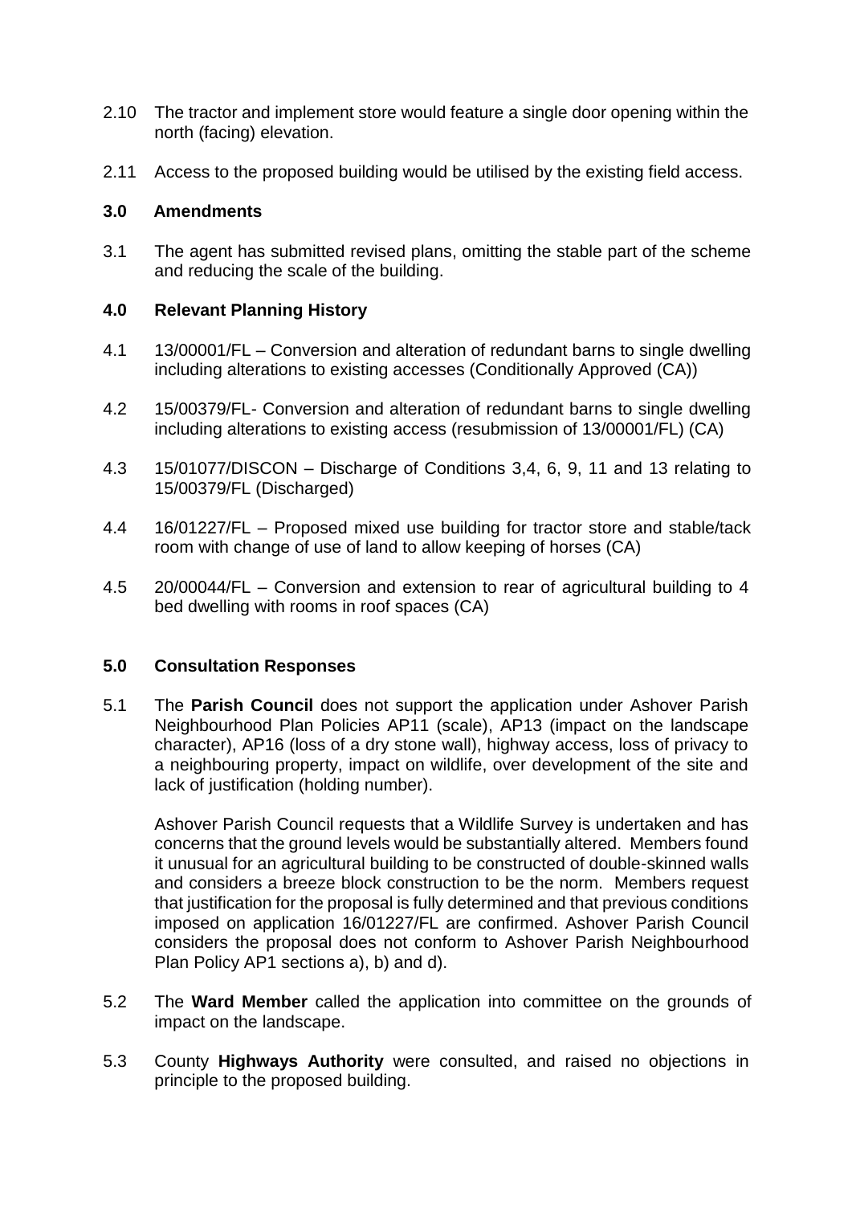2.10 The tractor and implement store would feature a single door opening within the north (facing) elevation.

2.11 Access to the proposed building would be utilised by the existing field access.

### 3.0 Amendments

3.1 The agent has submitted revised plans, omitting the stable part of the scheme and reducing the scale of the building.

### 4.0 Relevant Planning History

4.1 13/00001/FL – Conversion and alteration of redundant barns to single dwelling including alterations to existing accesses (Conditionally Approved (CA))

4.2 15/00379/FL- Conversion and alteration of redundant barns to single dwelling including alterations to existing access (resubmission of 13/00001/FL) (CA)

4.3 15/01077/DISCON – Discharge of Conditions 3,4, 6, 9, 11 and 13 relating to 15/00379/FL (Discharged)

4.4 16/01227/FL – Proposed mixed use building for tractor store and stable/tack room with change of use of land to allow keeping of horses (CA)

4.5 20/00044/FL – Conversion and extension to rear of agricultural building to 4 bed dwelling with rooms in roof spaces (CA)

### 5.0 Consultation Responses

5.1 The **Parish Council** does not support the application under Ashover Parish Neighbourhood Plan Policies AP11 (scale), AP13 (impact on the landscape character), AP16 (loss of a dry stone wall), highway access, loss of privacy to a neighbouring property, impact on wildlife, over development of the site and lack of justification (holding number).

Ashover Parish Council requests that a Wildlife Survey is undertaken and has concerns that the ground levels would be substantially altered. Members found it unusual for an agricultural building to be constructed of double-skinned walls and considers a breeze block construction to be the norm. Members request that justification for the proposal is fully determined and that previous conditions imposed on application 16/01227/FL are confirmed. Ashover Parish Council considers the proposal does not conform to Ashover Parish Neighbourhood Plan Policy AP1 sections a), b) and d).

5.2 The **Ward Member** called the application into committee on the grounds of impact on the landscape.

5.3 County **Highways Authority** were consulted, and raised no objections in principle to the proposed building.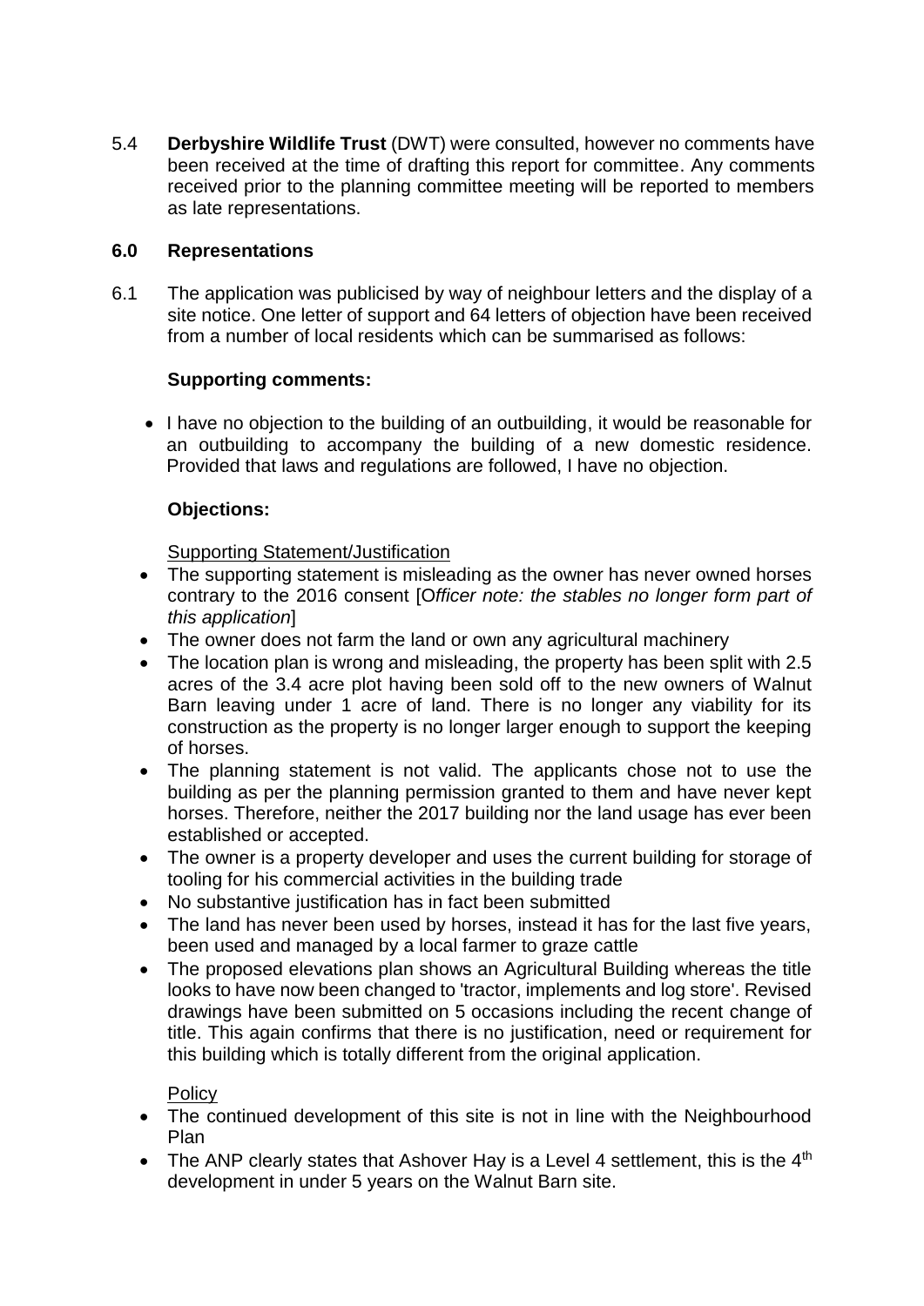5.4 **Derbyshire Wildlife Trust** (DWT) were consulted, however no comments have been received at the time of drafting this report for committee. Any comments received prior to the planning committee meeting will be reported to members as late representations.

## 6.0 Representations

6.1 The application was publicised by way of neighbour letters and the display of a site notice. One letter of support and 64 letters of objection have been received from a number of local residents which can be summarised as follows:

**Supporting comments:**

- I have no objection to the building of an outbuilding, it would be reasonable for an outbuilding to accompany the building of a new domestic residence. Provided that laws and regulations are followed, I have no objection.

**Objections:**

Supporting Statement/Justification

- The supporting statement is misleading as the owner has never owned horses contrary to the 2016 consent [O*fficer note: the stables no longer form part of this application*]
- The owner does not farm the land or own any agricultural machinery
- The location plan is wrong and misleading, the property has been split with 2.5 acres of the 3.4 acre plot having been sold off to the new owners of Walnut Barn leaving under 1 acre of land. There is no longer any viability for its construction as the property is no longer larger enough to support the keeping of horses.
- The planning statement is not valid. The applicants chose not to use the building as per the planning permission granted to them and have never kept horses. Therefore, neither the 2017 building nor the land usage has ever been established or accepted.
- The owner is a property developer and uses the current building for storage of tooling for his commercial activities in the building trade
- No substantive justification has in fact been submitted
- The land has never been used by horses, instead it has for the last five years, been used and managed by a local farmer to graze cattle
- The proposed elevations plan shows an Agricultural Building whereas the title looks to have now been changed to 'tractor, implements and log store'. Revised drawings have been submitted on 5 occasions including the recent change of title. This again confirms that there is no justification, need or requirement for this building which is totally different from the original application.

Policy

- The continued development of this site is not in line with the Neighbourhood Plan
- The ANP clearly states that Ashover Hay is a Level 4 settlement, this is the 4th development in under 5 years on the Walnut Barn site.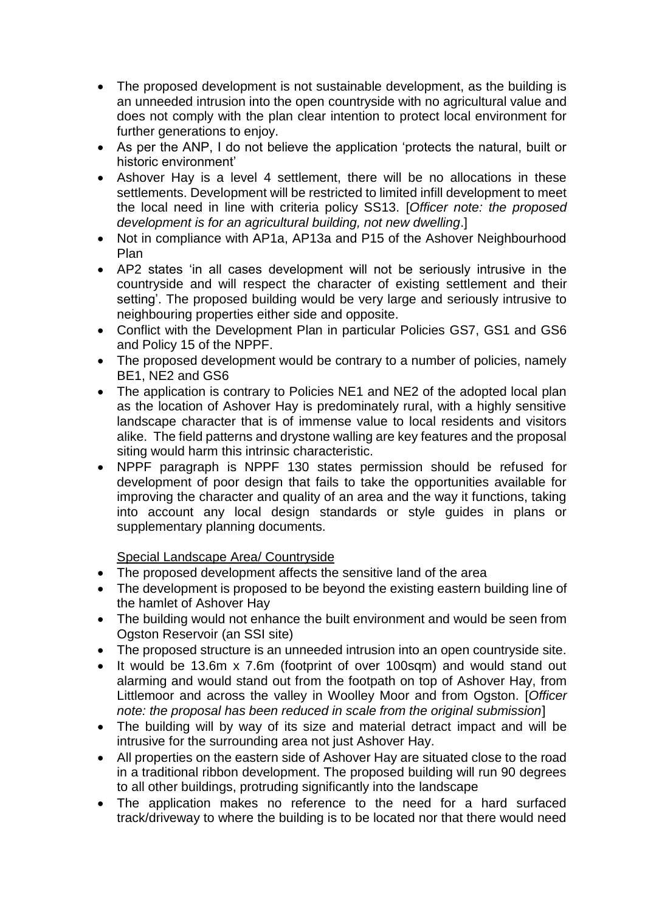- The proposed development is not sustainable development, as the building is an unneeded intrusion into the open countryside with no agricultural value and does not comply with the plan clear intention to protect local environment for further generations to enjoy.
- As per the ANP, I do not believe the application 'protects the natural, built or historic environment'
- Ashover Hay is a level 4 settlement, there will be no allocations in these settlements. Development will be restricted to limited infill development to meet the local need in line with criteria policy SS13. [*Officer note: the proposed development is for an agricultural building, not new dwelling*.]
- Not in compliance with AP1a, AP13a and P15 of the Ashover Neighbourhood Plan
- AP2 states 'in all cases development will not be seriously intrusive in the countryside and will respect the character of existing settlement and their setting'. The proposed building would be very large and seriously intrusive to neighbouring properties either side and opposite.
- Conflict with the Development Plan in particular Policies GS7, GS1 and GS6 and Policy 15 of the NPPF.
- The proposed development would be contrary to a number of policies, namely BE1, NE2 and GS6
- The application is contrary to Policies NE1 and NE2 of the adopted local plan as the location of Ashover Hay is predominately rural, with a highly sensitive landscape character that is of immense value to local residents and visitors alike. The field patterns and drystone walling are key features and the proposal siting would harm this intrinsic characteristic.
- NPPF paragraph is NPPF 130 states permission should be refused for development of poor design that fails to take the opportunities available for improving the character and quality of an area and the way it functions, taking into account any local design standards or style guides in plans or supplementary planning documents.

<u>Special Landscape Area/ Countryside</u>

- The proposed development affects the sensitive land of the area
- The development is proposed to be beyond the existing eastern building line of the hamlet of Ashover Hay
- The building would not enhance the built environment and would be seen from Ogston Reservoir (an SSI site)
- The proposed structure is an unneeded intrusion into an open countryside site.
- It would be 13.6m x 7.6m (footprint of over 100sqm) and would stand out alarming and would stand out from the footpath on top of Ashover Hay, from Littlemoor and across the valley in Woolley Moor and from Ogston. [*Officer note: the proposal has been reduced in scale from the original submission*]
- The building will by way of its size and material detract impact and will be intrusive for the surrounding area not just Ashover Hay.
- All properties on the eastern side of Ashover Hay are situated close to the road in a traditional ribbon development. The proposed building will run 90 degrees to all other buildings, protruding significantly into the landscape
- The application makes no reference to the need for a hard surfaced track/driveway to where the building is to be located nor that there would need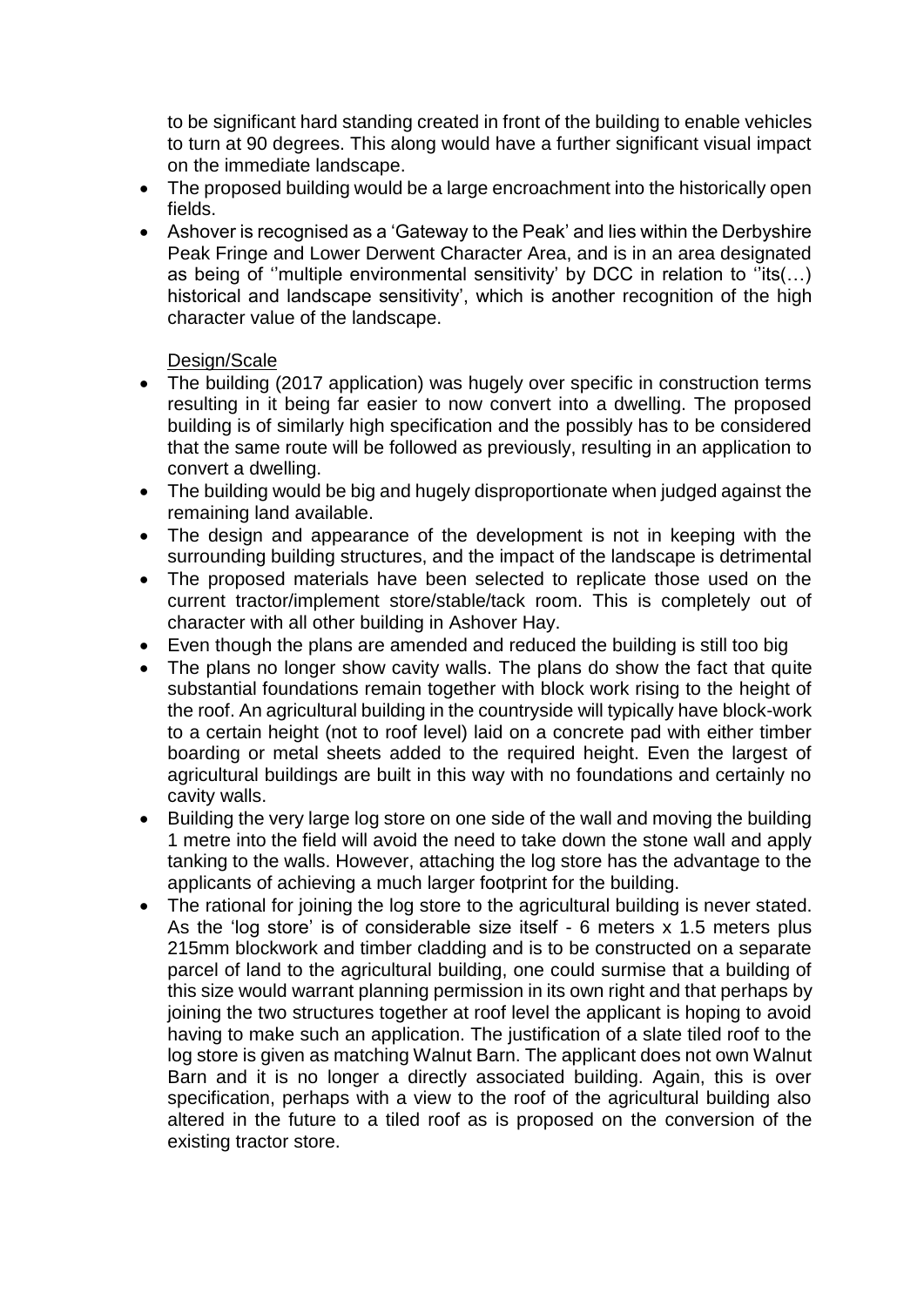to be significant hard standing created in front of the building to enable vehicles to turn at 90 degrees. This along would have a further significant visual impact on the immediate landscape.

- The proposed building would be a large encroachment into the historically open fields.
- Ashover is recognised as a 'Gateway to the Peak' and lies within the Derbyshire Peak Fringe and Lower Derwent Character Area, and is in an area designated as being of ''multiple environmental sensitivity' by DCC in relation to ''its(…) historical and landscape sensitivity', which is another recognition of the high character value of the landscape.

Design/Scale

- The building (2017 application) was hugely over specific in construction terms resulting in it being far easier to now convert into a dwelling. The proposed building is of similarly high specification and the possibly has to be considered that the same route will be followed as previously, resulting in an application to convert a dwelling.
- The building would be big and hugely disproportionate when judged against the remaining land available.
- The design and appearance of the development is not in keeping with the surrounding building structures, and the impact of the landscape is detrimental
- The proposed materials have been selected to replicate those used on the current tractor/implement store/stable/tack room. This is completely out of character with all other building in Ashover Hay.
- Even though the plans are amended and reduced the building is still too big
- The plans no longer show cavity walls. The plans do show the fact that quite substantial foundations remain together with block work rising to the height of the roof. An agricultural building in the countryside will typically have block-work to a certain height (not to roof level) laid on a concrete pad with either timber boarding or metal sheets added to the required height. Even the largest of agricultural buildings are built in this way with no foundations and certainly no cavity walls.
- Building the very large log store on one side of the wall and moving the building 1 metre into the field will avoid the need to take down the stone wall and apply tanking to the walls. However, attaching the log store has the advantage to the applicants of achieving a much larger footprint for the building.
- The rational for joining the log store to the agricultural building is never stated. As the 'log store' is of considerable size itself - 6 meters x 1.5 meters plus 215mm blockwork and timber cladding and is to be constructed on a separate parcel of land to the agricultural building, one could surmise that a building of this size would warrant planning permission in its own right and that perhaps by joining the two structures together at roof level the applicant is hoping to avoid having to make such an application. The justification of a slate tiled roof to the log store is given as matching Walnut Barn. The applicant does not own Walnut Barn and it is no longer a directly associated building. Again, this is over specification, perhaps with a view to the roof of the agricultural building also altered in the future to a tiled roof as is proposed on the conversion of the existing tractor store.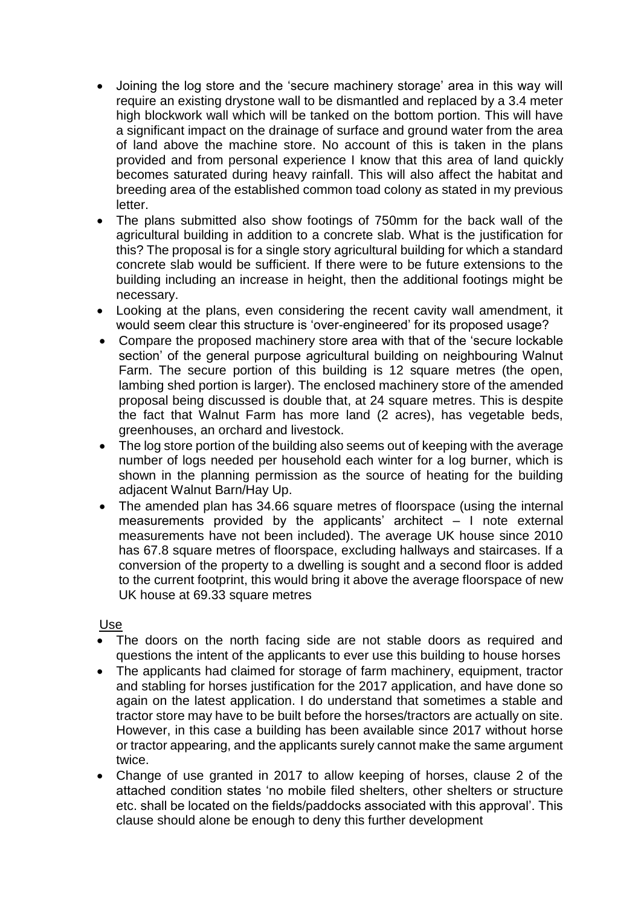- Joining the log store and the 'secure machinery storage' area in this way will require an existing drystone wall to be dismantled and replaced by a 3.4 meter high blockwork wall which will be tanked on the bottom portion. This will have a significant impact on the drainage of surface and ground water from the area of land above the machine store. No account of this is taken in the plans provided and from personal experience I know that this area of land quickly becomes saturated during heavy rainfall. This will also affect the habitat and breeding area of the established common toad colony as stated in my previous letter.
- The plans submitted also show footings of 750mm for the back wall of the agricultural building in addition to a concrete slab. What is the justification for this? The proposal is for a single story agricultural building for which a standard concrete slab would be sufficient. If there were to be future extensions to the building including an increase in height, then the additional footings might be necessary.
- Looking at the plans, even considering the recent cavity wall amendment, it would seem clear this structure is 'over-engineered' for its proposed usage?
- Compare the proposed machinery store area with that of the 'secure lockable section' of the general purpose agricultural building on neighbouring Walnut Farm. The secure portion of this building is 12 square metres (the open, lambing shed portion is larger). The enclosed machinery store of the amended proposal being discussed is double that, at 24 square metres. This is despite the fact that Walnut Farm has more land (2 acres), has vegetable beds, greenhouses, an orchard and livestock.
- The log store portion of the building also seems out of keeping with the average number of logs needed per household each winter for a log burner, which is shown in the planning permission as the source of heating for the building adjacent Walnut Barn/Hay Up.
- The amended plan has 34.66 square metres of floorspace (using the internal measurements provided by the applicants' architect – I note external measurements have not been included). The average UK house since 2010 has 67.8 square metres of floorspace, excluding hallways and staircases. If a conversion of the property to a dwelling is sought and a second floor is added to the current footprint, this would bring it above the average floorspace of new UK house at 69.33 square metres

Use

- The doors on the north facing side are not stable doors as required and questions the intent of the applicants to ever use this building to house horses
- The applicants had claimed for storage of farm machinery, equipment, tractor and stabling for horses justification for the 2017 application, and have done so again on the latest application. I do understand that sometimes a stable and tractor store may have to be built before the horses/tractors are actually on site. However, in this case a building has been available since 2017 without horse or tractor appearing, and the applicants surely cannot make the same argument twice.
- Change of use granted in 2017 to allow keeping of horses, clause 2 of the attached condition states 'no mobile filed shelters, other shelters or structure etc. shall be located on the fields/paddocks associated with this approval'. This clause should alone be enough to deny this further development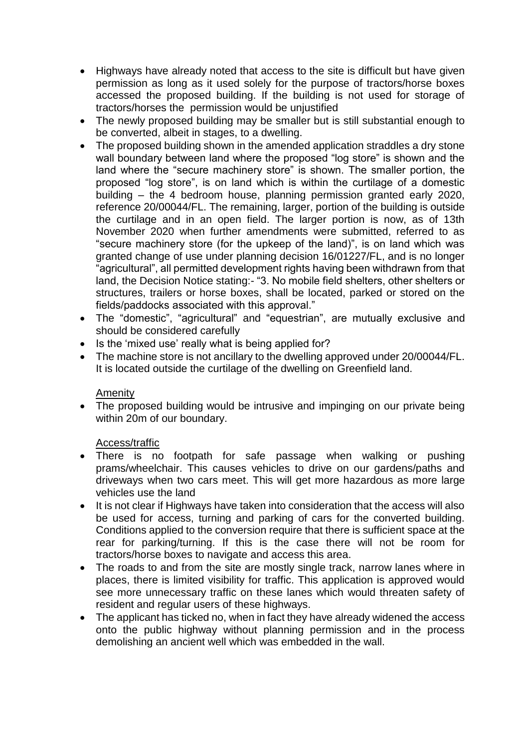- Highways have already noted that access to the site is difficult but have given permission as long as it used solely for the purpose of tractors/horse boxes accessed the proposed building. If the building is not used for storage of tractors/horses the permission would be unjustified
- The newly proposed building may be smaller but is still substantial enough to be converted, albeit in stages, to a dwelling.
- The proposed building shown in the amended application straddles a dry stone wall boundary between land where the proposed "log store" is shown and the land where the "secure machinery store" is shown. The smaller portion, the proposed "log store", is on land which is within the curtilage of a domestic building – the 4 bedroom house, planning permission granted early 2020, reference 20/00044/FL. The remaining, larger, portion of the building is outside the curtilage and in an open field. The larger portion is now, as of 13th November 2020 when further amendments were submitted, referred to as "secure machinery store (for the upkeep of the land)", is on land which was granted change of use under planning decision 16/01227/FL, and is no longer "agricultural", all permitted development rights having been withdrawn from that land, the Decision Notice stating:- "3. No mobile field shelters, other shelters or structures, trailers or horse boxes, shall be located, parked or stored on the fields/paddocks associated with this approval."
- The "domestic", "agricultural" and "equestrian", are mutually exclusive and should be considered carefully
- Is the 'mixed use' really what is being applied for?
- The machine store is not ancillary to the dwelling approved under 20/00044/FL. It is located outside the curtilage of the dwelling on Greenfield land.

<u>Amenity</u>

- The proposed building would be intrusive and impinging on our private being within 20m of our boundary.

<u>Access/traffic</u>

- There is no footpath for safe passage when walking or pushing prams/wheelchair. This causes vehicles to drive on our gardens/paths and driveways when two cars meet. This will get more hazardous as more large vehicles use the land
- It is not clear if Highways have taken into consideration that the access will also be used for access, turning and parking of cars for the converted building. Conditions applied to the conversion require that there is sufficient space at the rear for parking/turning. If this is the case there will not be room for tractors/horse boxes to navigate and access this area.
- The roads to and from the site are mostly single track, narrow lanes where in places, there is limited visibility for traffic. This application is approved would see more unnecessary traffic on these lanes which would threaten safety of resident and regular users of these highways.
- The applicant has ticked no, when in fact they have already widened the access onto the public highway without planning permission and in the process demolishing an ancient well which was embedded in the wall.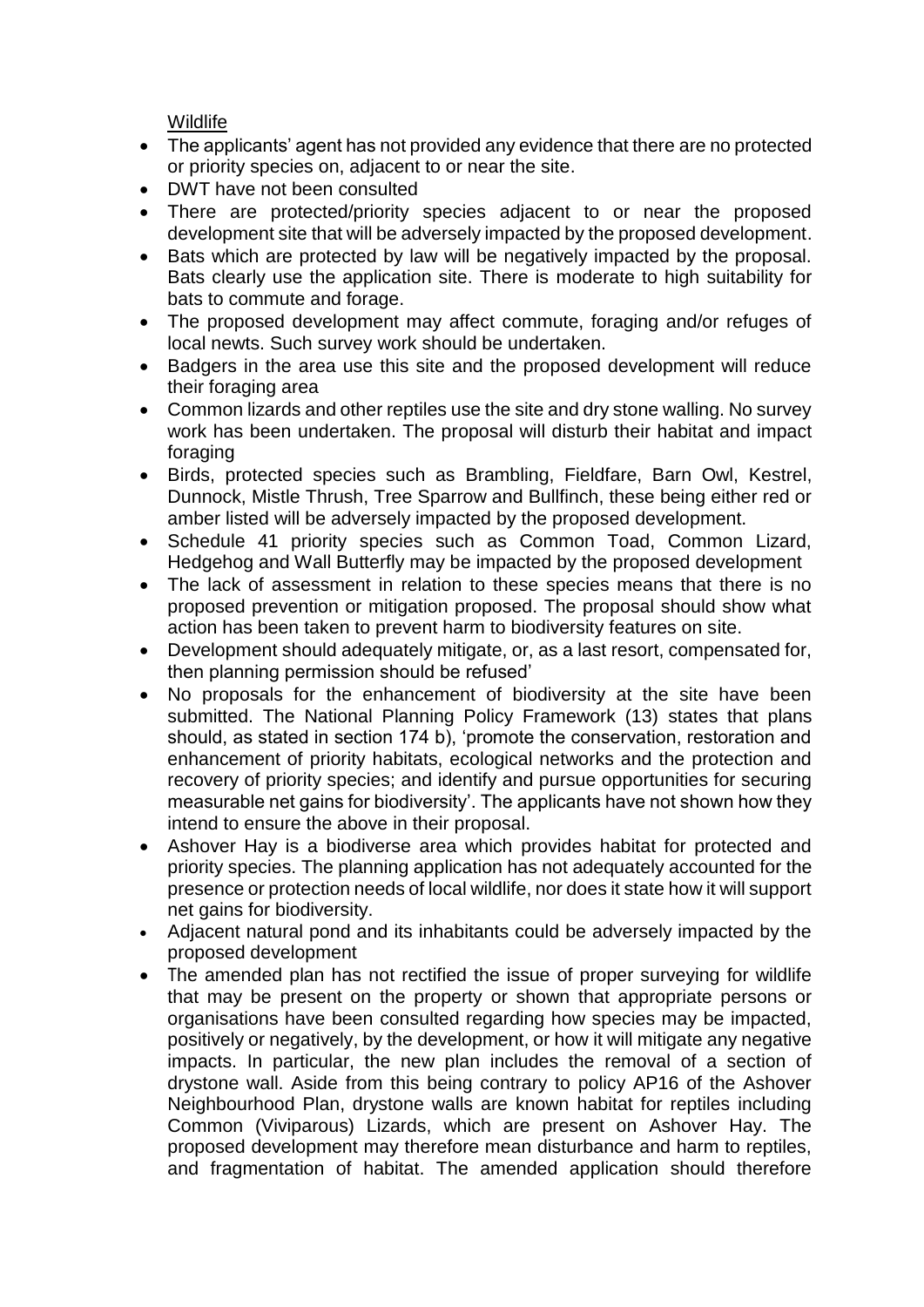Wildlife

- The applicants' agent has not provided any evidence that there are no protected or priority species on, adjacent to or near the site.
- DWT have not been consulted
- There are protected/priority species adjacent to or near the proposed development site that will be adversely impacted by the proposed development.
- Bats which are protected by law will be negatively impacted by the proposal. Bats clearly use the application site. There is moderate to high suitability for bats to commute and forage.
- The proposed development may affect commute, foraging and/or refuges of local newts. Such survey work should be undertaken.
- Badgers in the area use this site and the proposed development will reduce their foraging area
- Common lizards and other reptiles use the site and dry stone walling. No survey work has been undertaken. The proposal will disturb their habitat and impact foraging
- Birds, protected species such as Brambling, Fieldfare, Barn Owl, Kestrel, Dunnock, Mistle Thrush, Tree Sparrow and Bullfinch, these being either red or amber listed will be adversely impacted by the proposed development.
- Schedule 41 priority species such as Common Toad, Common Lizard, Hedgehog and Wall Butterfly may be impacted by the proposed development
- The lack of assessment in relation to these species means that there is no proposed prevention or mitigation proposed. The proposal should show what action has been taken to prevent harm to biodiversity features on site.
- Development should adequately mitigate, or, as a last resort, compensated for, then planning permission should be refused'
- No proposals for the enhancement of biodiversity at the site have been submitted. The National Planning Policy Framework (13) states that plans should, as stated in section 174 b), 'promote the conservation, restoration and enhancement of priority habitats, ecological networks and the protection and recovery of priority species; and identify and pursue opportunities for securing measurable net gains for biodiversity'. The applicants have not shown how they intend to ensure the above in their proposal.
- Ashover Hay is a biodiverse area which provides habitat for protected and priority species. The planning application has not adequately accounted for the presence or protection needs of local wildlife, nor does it state how it will support net gains for biodiversity.
- Adjacent natural pond and its inhabitants could be adversely impacted by the proposed development
- The amended plan has not rectified the issue of proper surveying for wildlife that may be present on the property or shown that appropriate persons or organisations have been consulted regarding how species may be impacted, positively or negatively, by the development, or how it will mitigate any negative impacts. In particular, the new plan includes the removal of a section of drystone wall. Aside from this being contrary to policy AP16 of the Ashover Neighbourhood Plan, drystone walls are known habitat for reptiles including Common (Viviparous) Lizards, which are present on Ashover Hay. The proposed development may therefore mean disturbance and harm to reptiles, and fragmentation of habitat. The amended application should therefore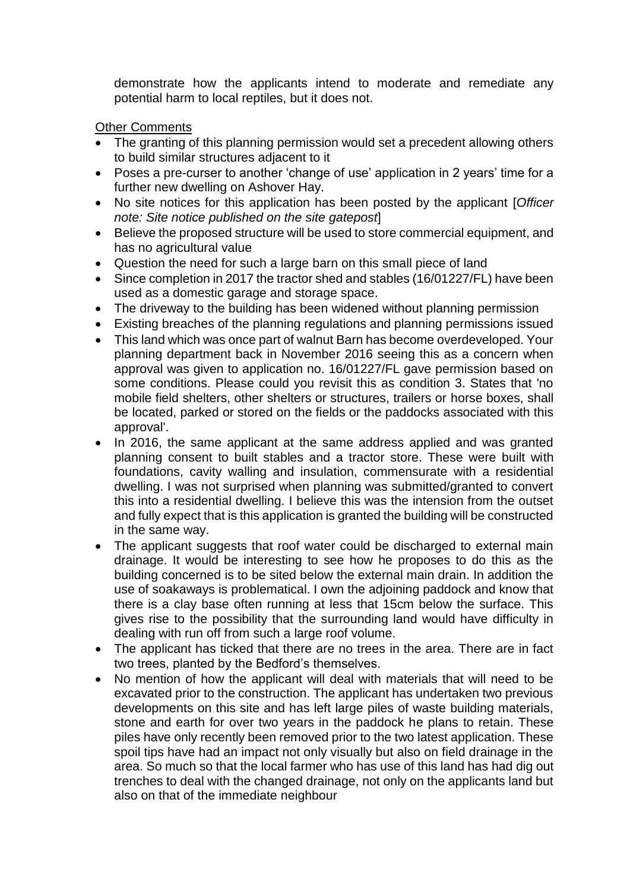demonstrate how the applicants intend to moderate and remediate any potential harm to local reptiles, but it does not.

<u>Other Comments</u>

- The granting of this planning permission would set a precedent allowing others to build similar structures adjacent to it
- Poses a pre-curser to another 'change of use' application in 2 years' time for a further new dwelling on Ashover Hay.
- No site notices for this application has been posted by the applicant [*Officer note: Site notice published on the site gatepost*]
- Believe the proposed structure will be used to store commercial equipment, and has no agricultural value
- Question the need for such a large barn on this small piece of land
- Since completion in 2017 the tractor shed and stables (16/01227/FL) have been used as a domestic garage and storage space.
- The driveway to the building has been widened without planning permission
- Existing breaches of the planning regulations and planning permissions issued
- This land which was once part of walnut Barn has become overdeveloped. Your planning department back in November 2016 seeing this as a concern when approval was given to application no. 16/01227/FL gave permission based on some conditions. Please could you revisit this as condition 3. States that 'no mobile field shelters, other shelters or structures, trailers or horse boxes, shall be located, parked or stored on the fields or the paddocks associated with this approval'.
- In 2016, the same applicant at the same address applied and was granted planning consent to built stables and a tractor store. These were built with foundations, cavity walling and insulation, commensurate with a residential dwelling. I was not surprised when planning was submitted/granted to convert this into a residential dwelling. I believe this was the intension from the outset and fully expect that is this application is granted the building will be constructed in the same way.
- The applicant suggests that roof water could be discharged to external main drainage. It would be interesting to see how he proposes to do this as the building concerned is to be sited below the external main drain. In addition the use of soakaways is problematical. I own the adjoining paddock and know that there is a clay base often running at less that 15cm below the surface. This gives rise to the possibility that the surrounding land would have difficulty in dealing with run off from such a large roof volume.
- The applicant has ticked that there are no trees in the area. There are in fact two trees, planted by the Bedford's themselves.
- No mention of how the applicant will deal with materials that will need to be excavated prior to the construction. The applicant has undertaken two previous developments on this site and has left large piles of waste building materials, stone and earth for over two years in the paddock he plans to retain. These piles have only recently been removed prior to the two latest application. These spoil tips have had an impact not only visually but also on field drainage in the area. So much so that the local farmer who has use of this land has had dig out trenches to deal with the changed drainage, not only on the applicants land but also on that of the immediate neighbour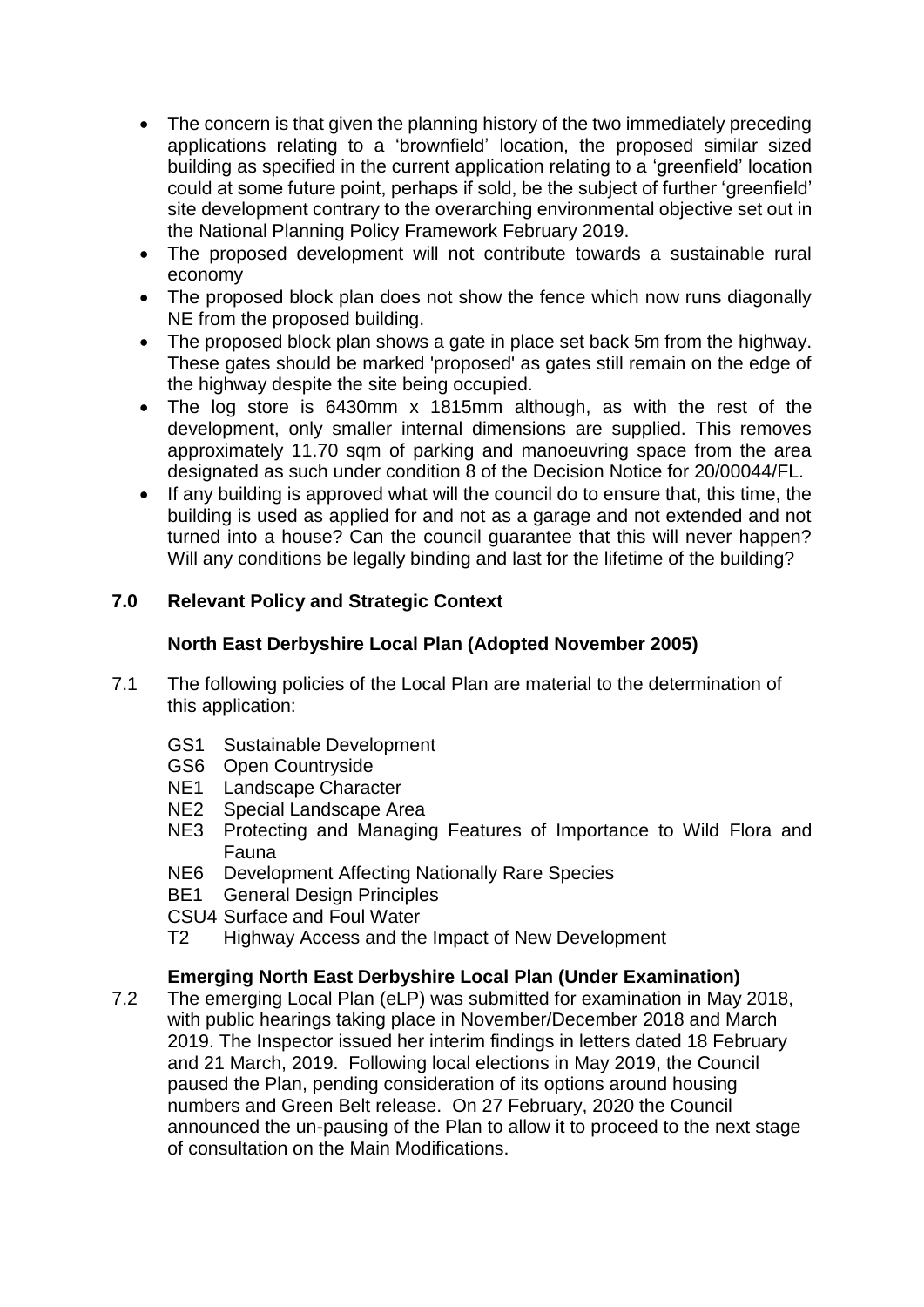- The concern is that given the planning history of the two immediately preceding applications relating to a 'brownfield' location, the proposed similar sized building as specified in the current application relating to a 'greenfield' location could at some future point, perhaps if sold, be the subject of further 'greenfield' site development contrary to the overarching environmental objective set out in the National Planning Policy Framework February 2019.
- The proposed development will not contribute towards a sustainable rural economy
- The proposed block plan does not show the fence which now runs diagonally NE from the proposed building.
- The proposed block plan shows a gate in place set back 5m from the highway. These gates should be marked 'proposed' as gates still remain on the edge of the highway despite the site being occupied.
- The log store is 6430mm x 1815mm although, as with the rest of the development, only smaller internal dimensions are supplied. This removes approximately 11.70 sqm of parking and manoeuvring space from the area designated as such under condition 8 of the Decision Notice for 20/00044/FL.
- If any building is approved what will the council do to ensure that, this time, the building is used as applied for and not as a garage and not extended and not turned into a house? Can the council guarantee that this will never happen? Will any conditions be legally binding and last for the lifetime of the building?

## 7.0 Relevant Policy and Strategic Context

### North East Derbyshire Local Plan (Adopted November 2005)

7.1 The following policies of the Local Plan are material to the determination of this application:

GS1 Sustainable Development
GS6 Open Countryside
NE1 Landscape Character
NE2 Special Landscape Area
NE3 Protecting and Managing Features of Importance to Wild Flora and Fauna
NE6 Development Affecting Nationally Rare Species
BE1 General Design Principles
CSU4 Surface and Foul Water
T2 Highway Access and the Impact of New Development

### Emerging North East Derbyshire Local Plan (Under Examination)

7.2 The emerging Local Plan (eLP) was submitted for examination in May 2018, with public hearings taking place in November/December 2018 and March 2019. The Inspector issued her interim findings in letters dated 18 February and 21 March, 2019. Following local elections in May 2019, the Council paused the Plan, pending consideration of its options around housing numbers and Green Belt release. On 27 February, 2020 the Council announced the un-pausing of the Plan to allow it to proceed to the next stage of consultation on the Main Modifications.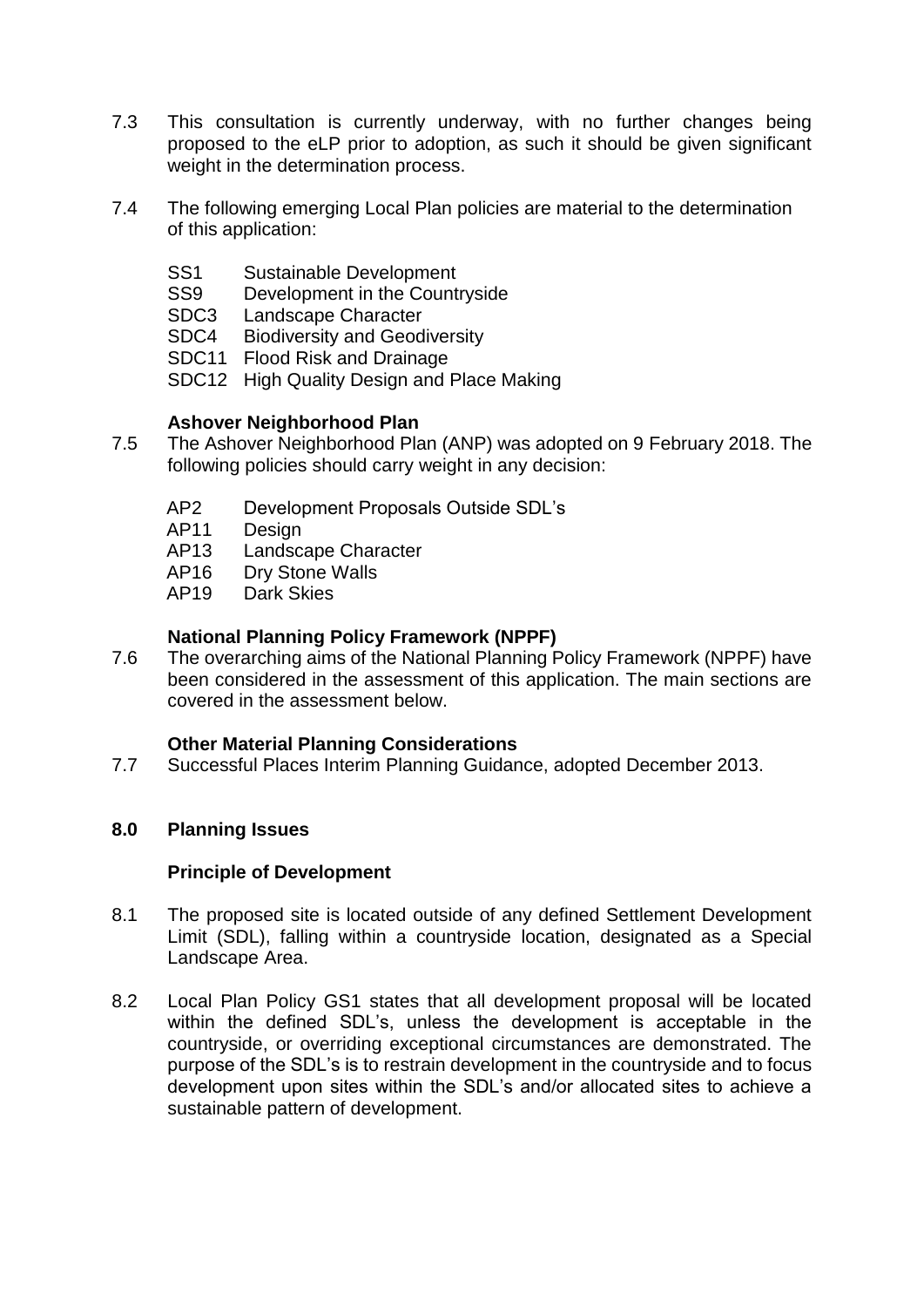7.3 This consultation is currently underway, with no further changes being proposed to the eLP prior to adoption, as such it should be given significant weight in the determination process.

7.4 The following emerging Local Plan policies are material to the determination of this application:

- SS1 Sustainable Development
- SS9 Development in the Countryside
- SDC3 Landscape Character
- SDC4 Biodiversity and Geodiversity
- SDC11 Flood Risk and Drainage
- SDC12 High Quality Design and Place Making

**Ashover Neighborhood Plan**

7.5 The Ashover Neighborhood Plan (ANP) was adopted on 9 February 2018. The following policies should carry weight in any decision:

- AP2 Development Proposals Outside SDL's
- AP11 Design
- AP13 Landscape Character
- AP16 Dry Stone Walls
- AP19 Dark Skies

**National Planning Policy Framework (NPPF)**

7.6 The overarching aims of the National Planning Policy Framework (NPPF) have been considered in the assessment of this application. The main sections are covered in the assessment below.

**Other Material Planning Considerations**

7.7 Successful Places Interim Planning Guidance, adopted December 2013.

## 8.0 Planning Issues

**Principle of Development**

8.1 The proposed site is located outside of any defined Settlement Development Limit (SDL), falling within a countryside location, designated as a Special Landscape Area.

8.2 Local Plan Policy GS1 states that all development proposal will be located within the defined SDL's, unless the development is acceptable in the countryside, or overriding exceptional circumstances are demonstrated. The purpose of the SDL's is to restrain development in the countryside and to focus development upon sites within the SDL's and/or allocated sites to achieve a sustainable pattern of development.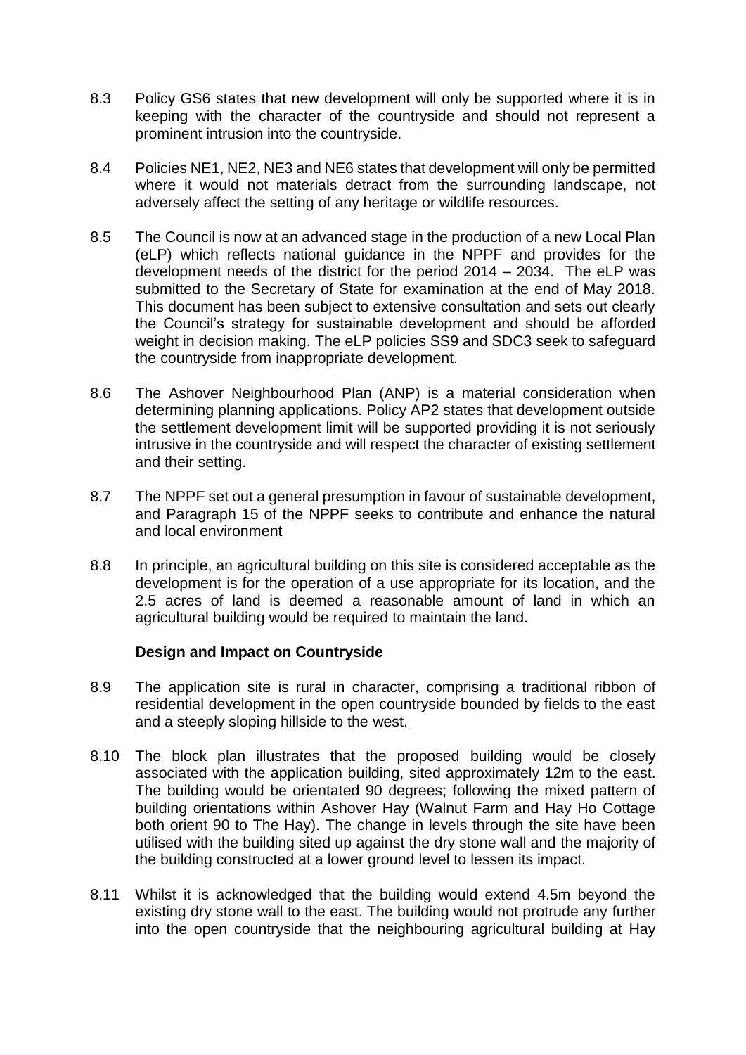8.3 Policy GS6 states that new development will only be supported where it is in keeping with the character of the countryside and should not represent a prominent intrusion into the countryside.

8.4 Policies NE1, NE2, NE3 and NE6 states that development will only be permitted where it would not materials detract from the surrounding landscape, not adversely affect the setting of any heritage or wildlife resources.

8.5 The Council is now at an advanced stage in the production of a new Local Plan (eLP) which reflects national guidance in the NPPF and provides for the development needs of the district for the period 2014 – 2034. The eLP was submitted to the Secretary of State for examination at the end of May 2018. This document has been subject to extensive consultation and sets out clearly the Council's strategy for sustainable development and should be afforded weight in decision making. The eLP policies SS9 and SDC3 seek to safeguard the countryside from inappropriate development.

8.6 The Ashover Neighbourhood Plan (ANP) is a material consideration when determining planning applications. Policy AP2 states that development outside the settlement development limit will be supported providing it is not seriously intrusive in the countryside and will respect the character of existing settlement and their setting.

8.7 The NPPF set out a general presumption in favour of sustainable development, and Paragraph 15 of the NPPF seeks to contribute and enhance the natural and local environment

8.8 In principle, an agricultural building on this site is considered acceptable as the development is for the operation of a use appropriate for its location, and the 2.5 acres of land is deemed a reasonable amount of land in which an agricultural building would be required to maintain the land.

**Design and Impact on Countryside**

8.9 The application site is rural in character, comprising a traditional ribbon of residential development in the open countryside bounded by fields to the east and a steeply sloping hillside to the west.

8.10 The block plan illustrates that the proposed building would be closely associated with the application building, sited approximately 12m to the east. The building would be orientated 90 degrees; following the mixed pattern of building orientations within Ashover Hay (Walnut Farm and Hay Ho Cottage both orient 90 to The Hay). The change in levels through the site have been utilised with the building sited up against the dry stone wall and the majority of the building constructed at a lower ground level to lessen its impact.

8.11 Whilst it is acknowledged that the building would extend 4.5m beyond the existing dry stone wall to the east. The building would not protrude any further into the open countryside that the neighbouring agricultural building at Hay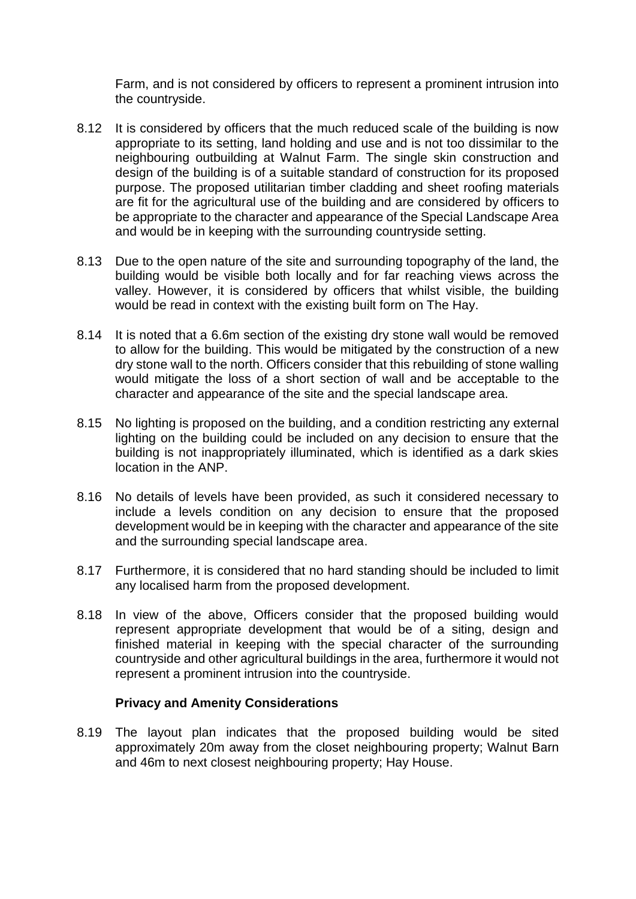Farm, and is not considered by officers to represent a prominent intrusion into the countryside.

8.12 It is considered by officers that the much reduced scale of the building is now appropriate to its setting, land holding and use and is not too dissimilar to the neighbouring outbuilding at Walnut Farm. The single skin construction and design of the building is of a suitable standard of construction for its proposed purpose. The proposed utilitarian timber cladding and sheet roofing materials are fit for the agricultural use of the building and are considered by officers to be appropriate to the character and appearance of the Special Landscape Area and would be in keeping with the surrounding countryside setting.

8.13 Due to the open nature of the site and surrounding topography of the land, the building would be visible both locally and for far reaching views across the valley. However, it is considered by officers that whilst visible, the building would be read in context with the existing built form on The Hay.

8.14 It is noted that a 6.6m section of the existing dry stone wall would be removed to allow for the building. This would be mitigated by the construction of a new dry stone wall to the north. Officers consider that this rebuilding of stone walling would mitigate the loss of a short section of wall and be acceptable to the character and appearance of the site and the special landscape area.

8.15 No lighting is proposed on the building, and a condition restricting any external lighting on the building could be included on any decision to ensure that the building is not inappropriately illuminated, which is identified as a dark skies location in the ANP.

8.16 No details of levels have been provided, as such it considered necessary to include a levels condition on any decision to ensure that the proposed development would be in keeping with the character and appearance of the site and the surrounding special landscape area.

8.17 Furthermore, it is considered that no hard standing should be included to limit any localised harm from the proposed development.

8.18 In view of the above, Officers consider that the proposed building would represent appropriate development that would be of a siting, design and finished material in keeping with the special character of the surrounding countryside and other agricultural buildings in the area, furthermore it would not represent a prominent intrusion into the countryside.

**Privacy and Amenity Considerations**

8.19 The layout plan indicates that the proposed building would be sited approximately 20m away from the closet neighbouring property; Walnut Barn and 46m to next closest neighbouring property; Hay House.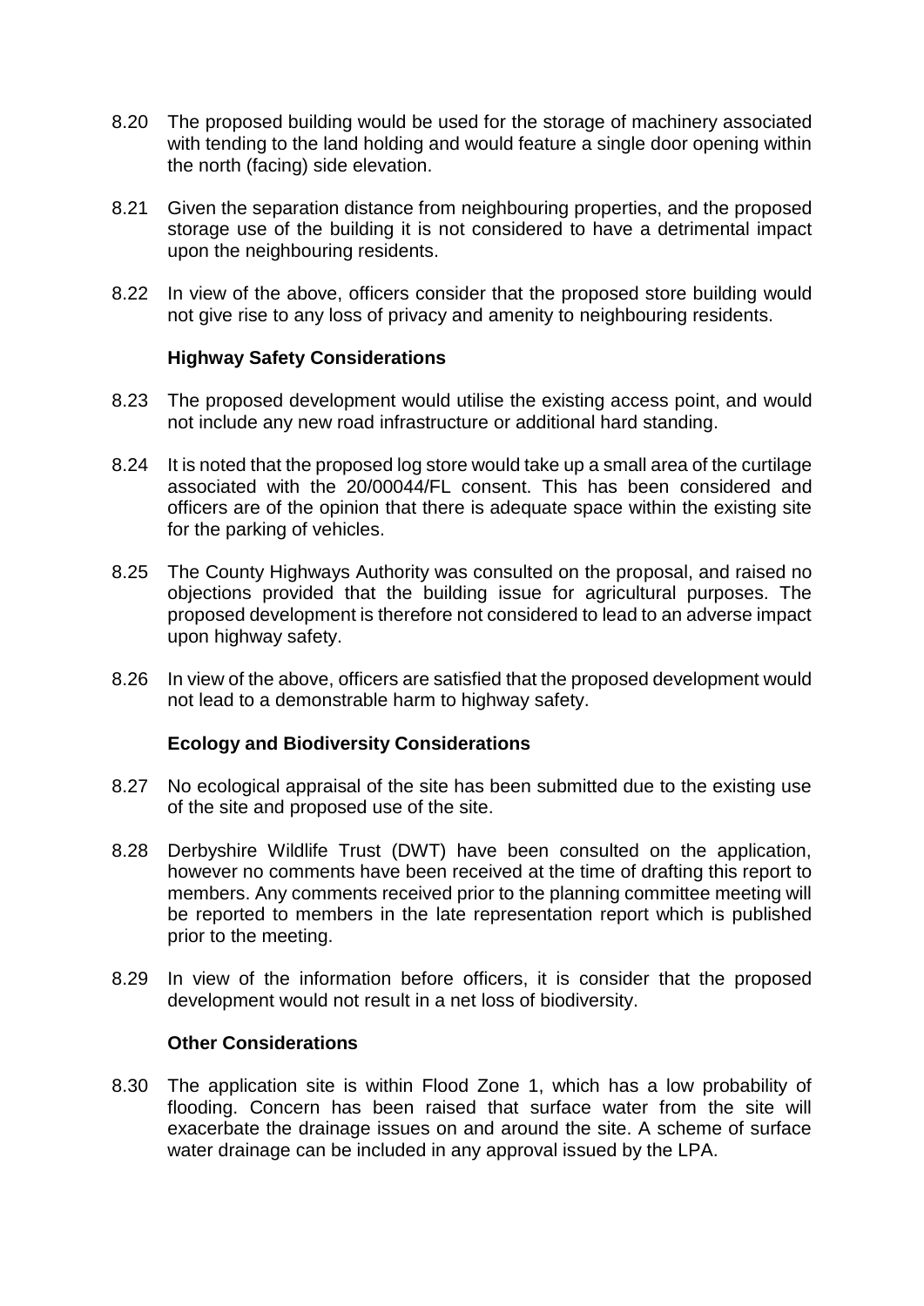8.20 The proposed building would be used for the storage of machinery associated with tending to the land holding and would feature a single door opening within the north (facing) side elevation.

8.21 Given the separation distance from neighbouring properties, and the proposed storage use of the building it is not considered to have a detrimental impact upon the neighbouring residents.

8.22 In view of the above, officers consider that the proposed store building would not give rise to any loss of privacy and amenity to neighbouring residents.

### Highway Safety Considerations

8.23 The proposed development would utilise the existing access point, and would not include any new road infrastructure or additional hard standing.

8.24 It is noted that the proposed log store would take up a small area of the curtilage associated with the 20/00044/FL consent. This has been considered and officers are of the opinion that there is adequate space within the existing site for the parking of vehicles.

8.25 The County Highways Authority was consulted on the proposal, and raised no objections provided that the building issue for agricultural purposes. The proposed development is therefore not considered to lead to an adverse impact upon highway safety.

8.26 In view of the above, officers are satisfied that the proposed development would not lead to a demonstrable harm to highway safety.

### Ecology and Biodiversity Considerations

8.27 No ecological appraisal of the site has been submitted due to the existing use of the site and proposed use of the site.

8.28 Derbyshire Wildlife Trust (DWT) have been consulted on the application, however no comments have been received at the time of drafting this report to members. Any comments received prior to the planning committee meeting will be reported to members in the late representation report which is published prior to the meeting.

8.29 In view of the information before officers, it is consider that the proposed development would not result in a net loss of biodiversity.

### Other Considerations

8.30 The application site is within Flood Zone 1, which has a low probability of flooding. Concern has been raised that surface water from the site will exacerbate the drainage issues on and around the site. A scheme of surface water drainage can be included in any approval issued by the LPA.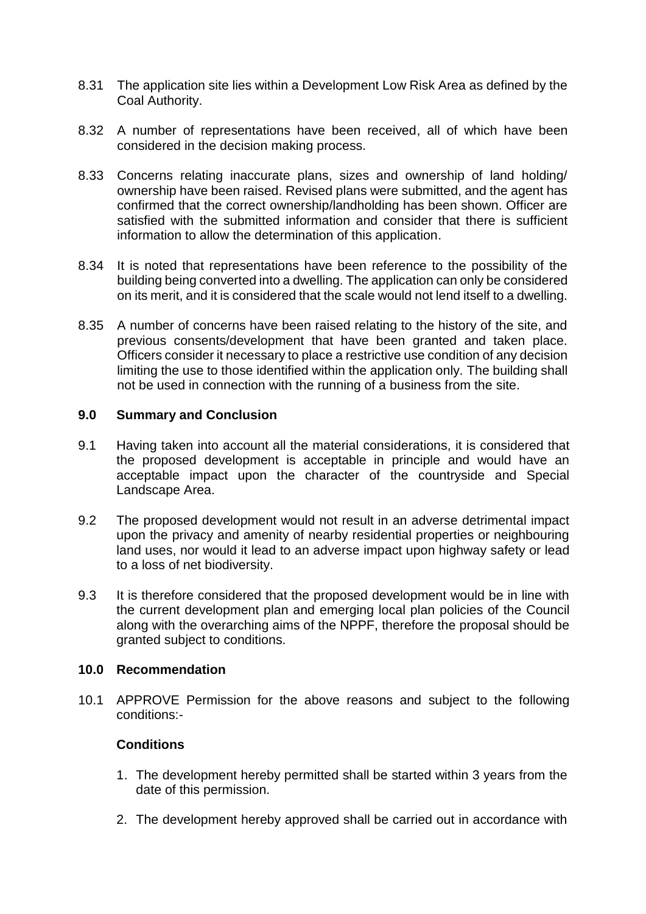8.31 The application site lies within a Development Low Risk Area as defined by the Coal Authority.

8.32 A number of representations have been received, all of which have been considered in the decision making process.

8.33 Concerns relating inaccurate plans, sizes and ownership of land holding/ ownership have been raised. Revised plans were submitted, and the agent has confirmed that the correct ownership/landholding has been shown. Officer are satisfied with the submitted information and consider that there is sufficient information to allow the determination of this application.

8.34 It is noted that representations have been reference to the possibility of the building being converted into a dwelling. The application can only be considered on its merit, and it is considered that the scale would not lend itself to a dwelling.

8.35 A number of concerns have been raised relating to the history of the site, and previous consents/development that have been granted and taken place. Officers consider it necessary to place a restrictive use condition of any decision limiting the use to those identified within the application only. The building shall not be used in connection with the running of a business from the site.

## 9.0 Summary and Conclusion

9.1 Having taken into account all the material considerations, it is considered that the proposed development is acceptable in principle and would have an acceptable impact upon the character of the countryside and Special Landscape Area.

9.2 The proposed development would not result in an adverse detrimental impact upon the privacy and amenity of nearby residential properties or neighbouring land uses, nor would it lead to an adverse impact upon highway safety or lead to a loss of net biodiversity.

9.3 It is therefore considered that the proposed development would be in line with the current development plan and emerging local plan policies of the Council along with the overarching aims of the NPPF, therefore the proposal should be granted subject to conditions.

## 10.0 Recommendation

10.1 APPROVE Permission for the above reasons and subject to the following conditions:-

### Conditions

1. The development hereby permitted shall be started within 3 years from the date of this permission.

2. The development hereby approved shall be carried out in accordance with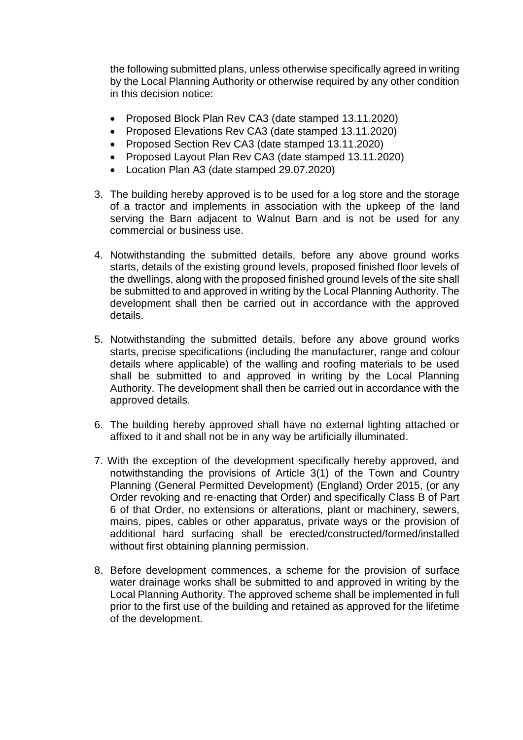the following submitted plans, unless otherwise specifically agreed in writing by the Local Planning Authority or otherwise required by any other condition in this decision notice:

- Proposed Block Plan Rev CA3 (date stamped 13.11.2020)
- Proposed Elevations Rev CA3 (date stamped 13.11.2020)
- Proposed Section Rev CA3 (date stamped 13.11.2020)
- Proposed Layout Plan Rev CA3 (date stamped 13.11.2020)
- Location Plan A3 (date stamped 29.07.2020)

3. The building hereby approved is to be used for a log store and the storage of a tractor and implements in association with the upkeep of the land serving the Barn adjacent to Walnut Barn and is not be used for any commercial or business use.

4. Notwithstanding the submitted details, before any above ground works starts, details of the existing ground levels, proposed finished floor levels of the dwellings, along with the proposed finished ground levels of the site shall be submitted to and approved in writing by the Local Planning Authority. The development shall then be carried out in accordance with the approved details.

5. Notwithstanding the submitted details, before any above ground works starts, precise specifications (including the manufacturer, range and colour details where applicable) of the walling and roofing materials to be used shall be submitted to and approved in writing by the Local Planning Authority. The development shall then be carried out in accordance with the approved details.

6. The building hereby approved shall have no external lighting attached or affixed to it and shall not be in any way be artificially illuminated.

7. With the exception of the development specifically hereby approved, and notwithstanding the provisions of Article 3(1) of the Town and Country Planning (General Permitted Development) (England) Order 2015, (or any Order revoking and re-enacting that Order) and specifically Class B of Part 6 of that Order, no extensions or alterations, plant or machinery, sewers, mains, pipes, cables or other apparatus, private ways or the provision of additional hard surfacing shall be erected/constructed/formed/installed without first obtaining planning permission.

8. Before development commences, a scheme for the provision of surface water drainage works shall be submitted to and approved in writing by the Local Planning Authority. The approved scheme shall be implemented in full prior to the first use of the building and retained as approved for the lifetime of the development.